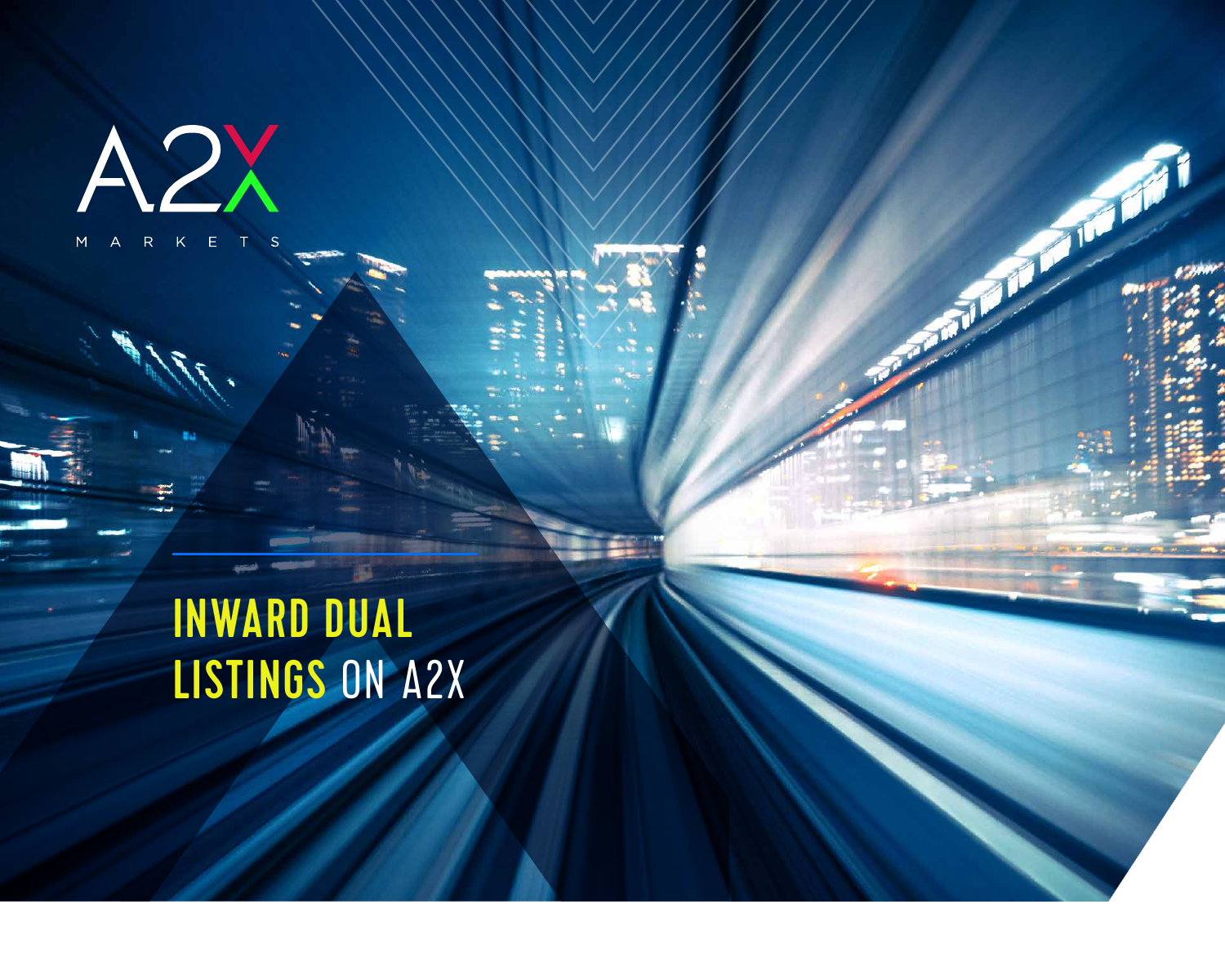A2X MARKETS

# INWARD DUAL LISTINGS ON A2X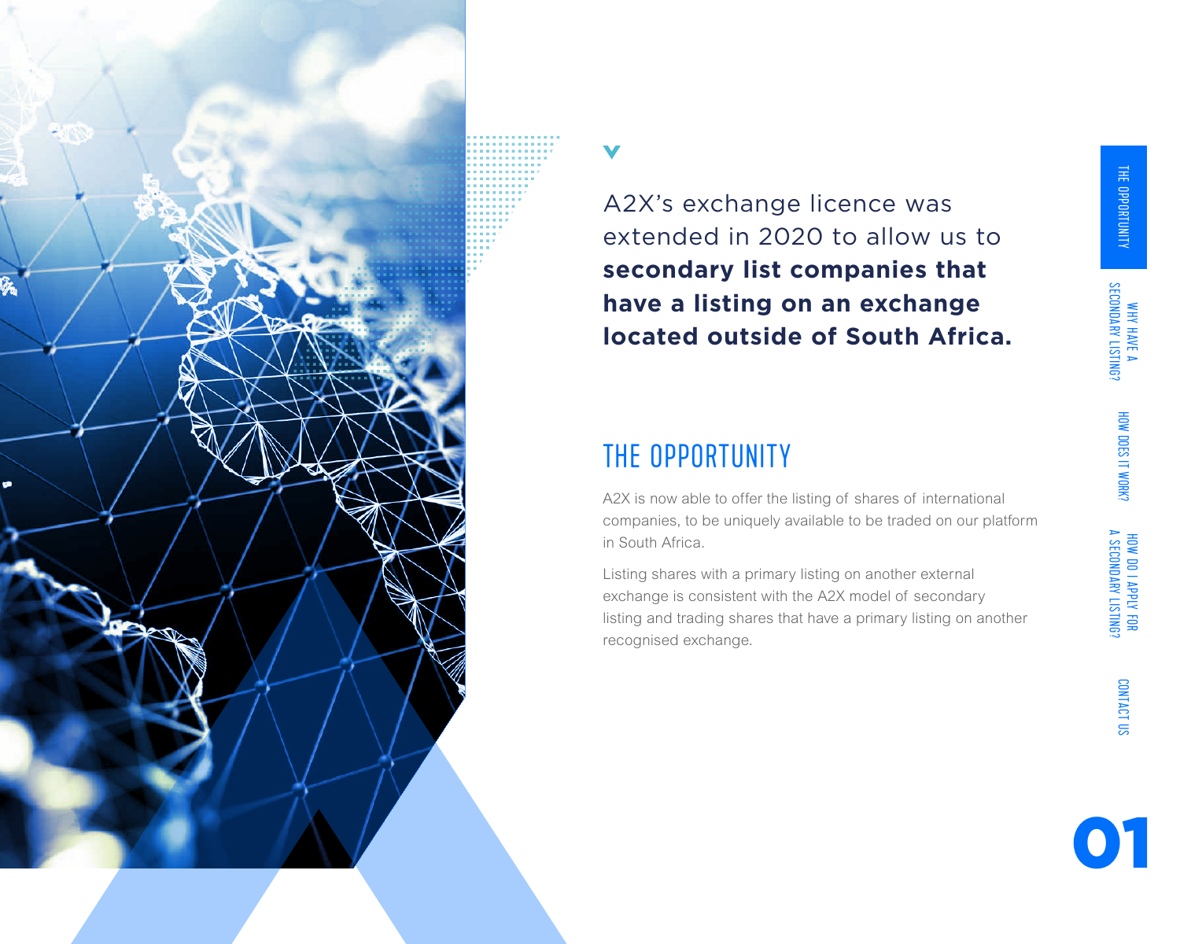A2X's exchange licence was extended in 2020 to allow us to **secondary list companies that have a listing on an exchange located outside of South Africa.**

## THE OPPORTUNITY

A2X is now able to offer the listing of shares of international companies, to be uniquely available to be traded on our platform in South Africa.

Listing shares with a primary listing on another external exchange is consistent with the A2X model of secondary listing and trading shares that have a primary listing on another recognised exchange.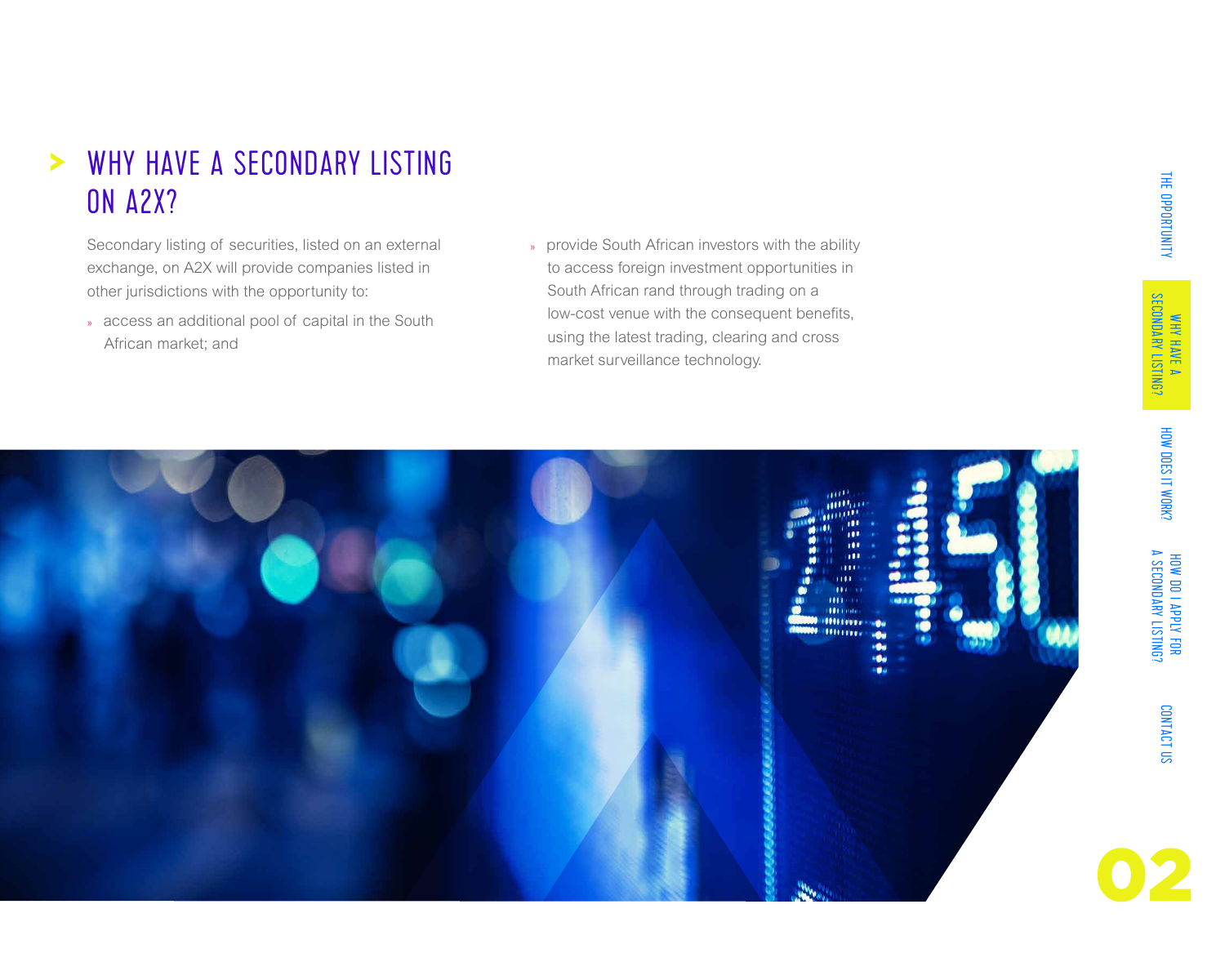# WHY HAVE A SECONDARY LISTING ON A2X?

Secondary listing of securities, listed on an external exchange, on A2X will provide companies listed in other jurisdictions with the opportunity to:

- access an additional pool of capital in the South African market; and
- provide South African investors with the ability to access foreign investment opportunities in South African rand through trading on a low-cost venue with the consequent benefits, using the latest trading, clearing and cross market surveillance technology.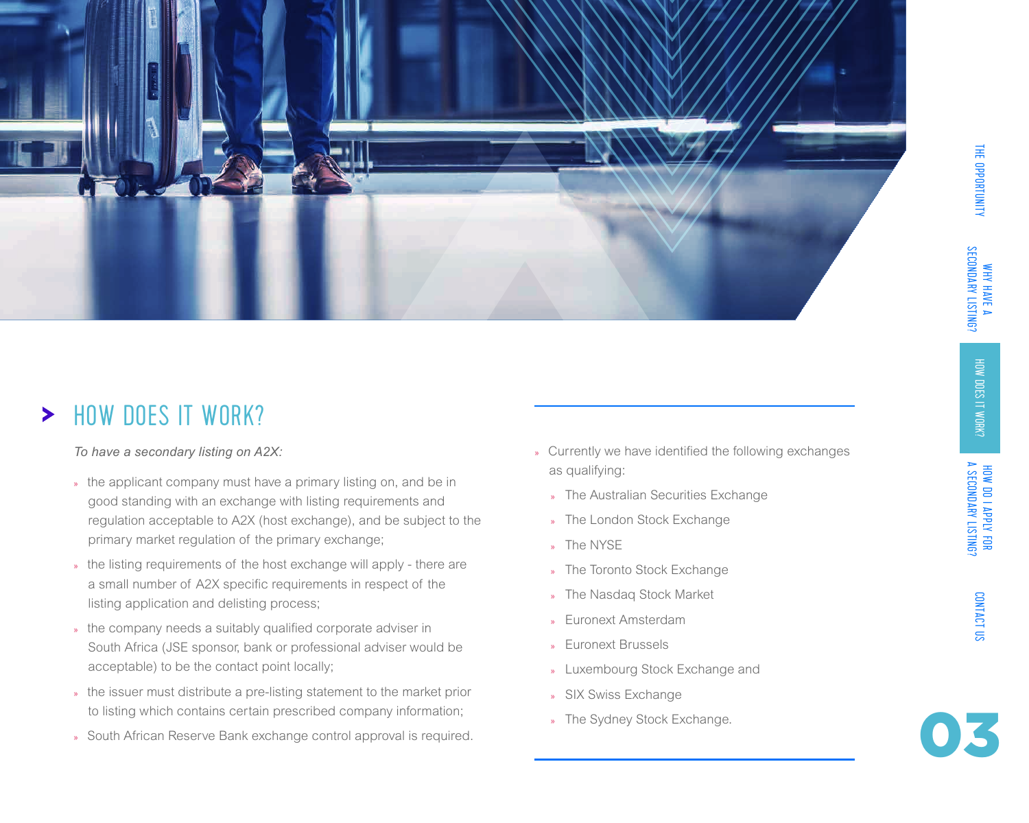## HOW DOES IT WORK?

*To have a secondary listing on A2X:*

- the applicant company must have a primary listing on, and be in good standing with an exchange with listing requirements and regulation acceptable to A2X (host exchange), and be subject to the primary market regulation of the primary exchange;
- the listing requirements of the host exchange will apply - there are a small number of A2X specific requirements in respect of the listing application and delisting process;
- the company needs a suitably qualified corporate adviser in South Africa (JSE sponsor, bank or professional adviser would be acceptable) to be the contact point locally;
- the issuer must distribute a pre-listing statement to the market prior to listing which contains certain prescribed company information;
- South African Reserve Bank exchange control approval is required.
- Currently we have identified the following exchanges as qualifying:
  - The Australian Securities Exchange
  - The London Stock Exchange
  - The NYSE
  - The Toronto Stock Exchange
  - The Nasdaq Stock Market
  - Euronext Amsterdam
  - Euronext Brussels
  - Luxembourg Stock Exchange and
  - SIX Swiss Exchange
  - The Sydney Stock Exchange.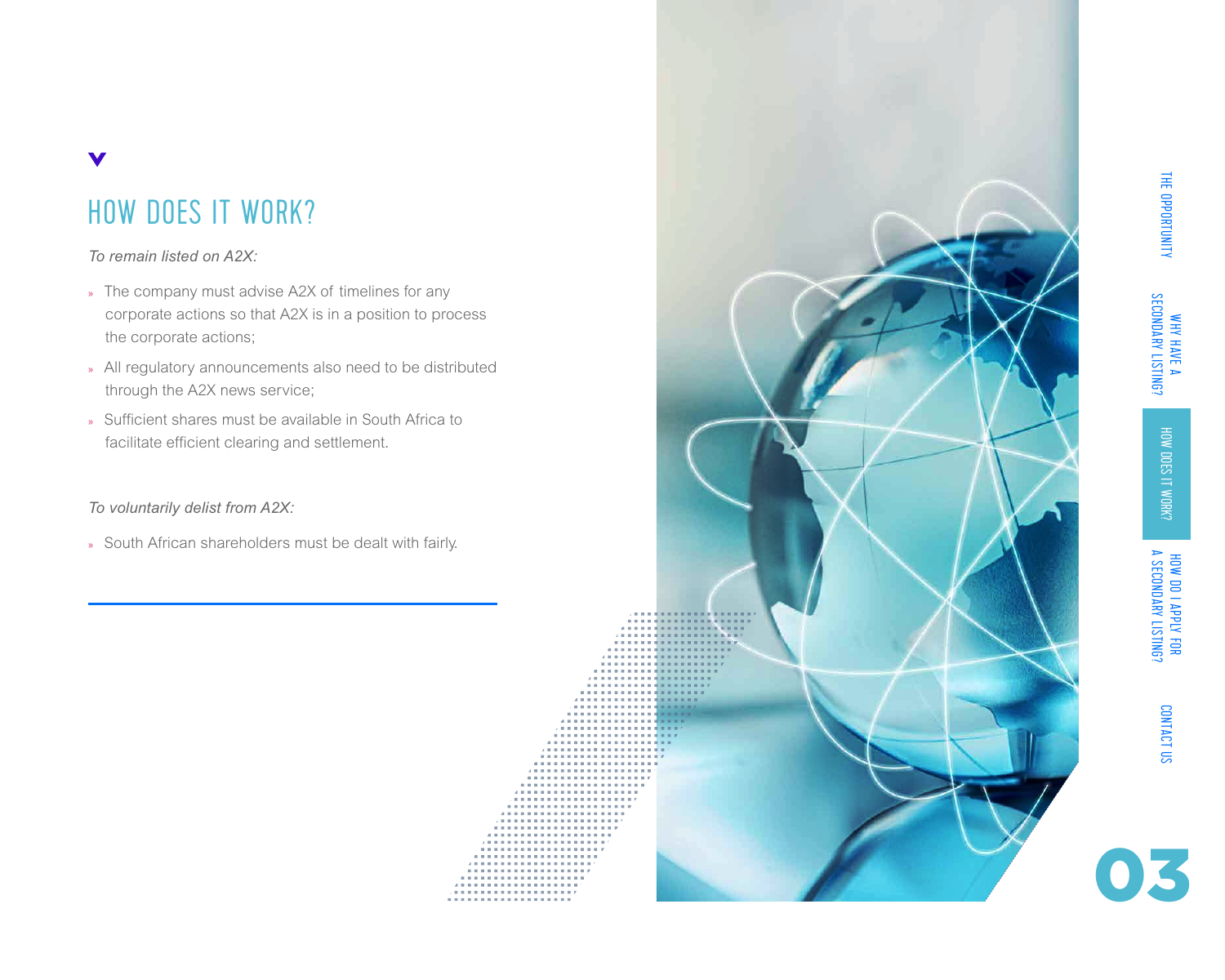## HOW DOES IT WORK?

*To remain listed on A2X:*

- The company must advise A2X of timelines for any corporate actions so that A2X is in a position to process the corporate actions;
- All regulatory announcements also need to be distributed through the A2X news service;
- Sufficient shares must be available in South Africa to facilitate efficient clearing and settlement.

*To voluntarily delist from A2X:*

- South African shareholders must be dealt with fairly.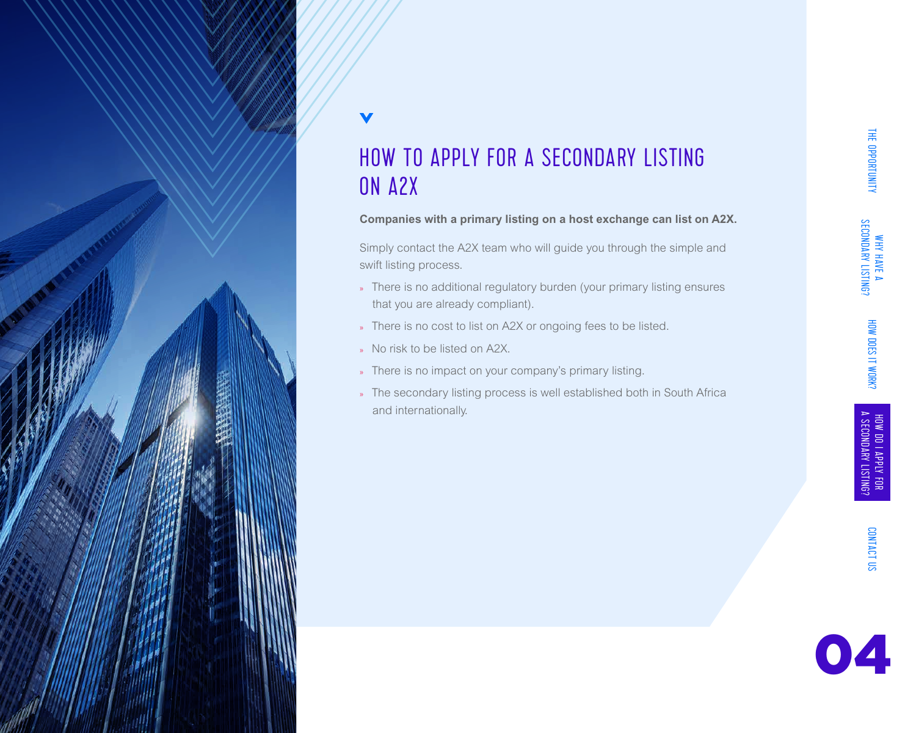# HOW TO APPLY FOR A SECONDARY LISTING ON A2X

**Companies with a primary listing on a host exchange can list on A2X.**

Simply contact the A2X team who will guide you through the simple and swift listing process.

- There is no additional regulatory burden (your primary listing ensures that you are already compliant).
- There is no cost to list on A2X or ongoing fees to be listed.
- No risk to be listed on A2X.
- There is no impact on your company's primary listing.
- The secondary listing process is well established both in South Africa and internationally.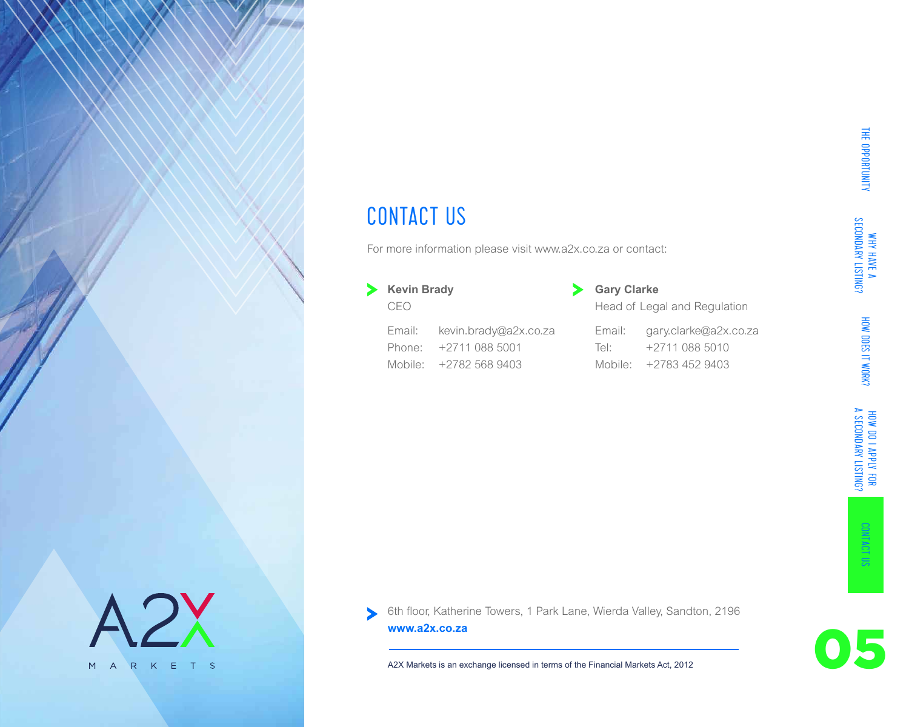# CONTACT US

For more information please visit www.a2x.co.za or contact:

**Kevin Brady**
CEO

Email: kevin.brady@a2x.co.za
Phone: +2711 088 5001
Mobile: +2782 568 9403

**Gary Clarke**
Head of Legal and Regulation

Email: gary.clarke@a2x.co.za
Tel: +2711 088 5010
Mobile: +2783 452 9403

6th floor, Katherine Towers, 1 Park Lane, Wierda Valley, Sandton, 2196
**www.a2x.co.za**

A2X Markets is an exchange licensed in terms of the Financial Markets Act, 2012